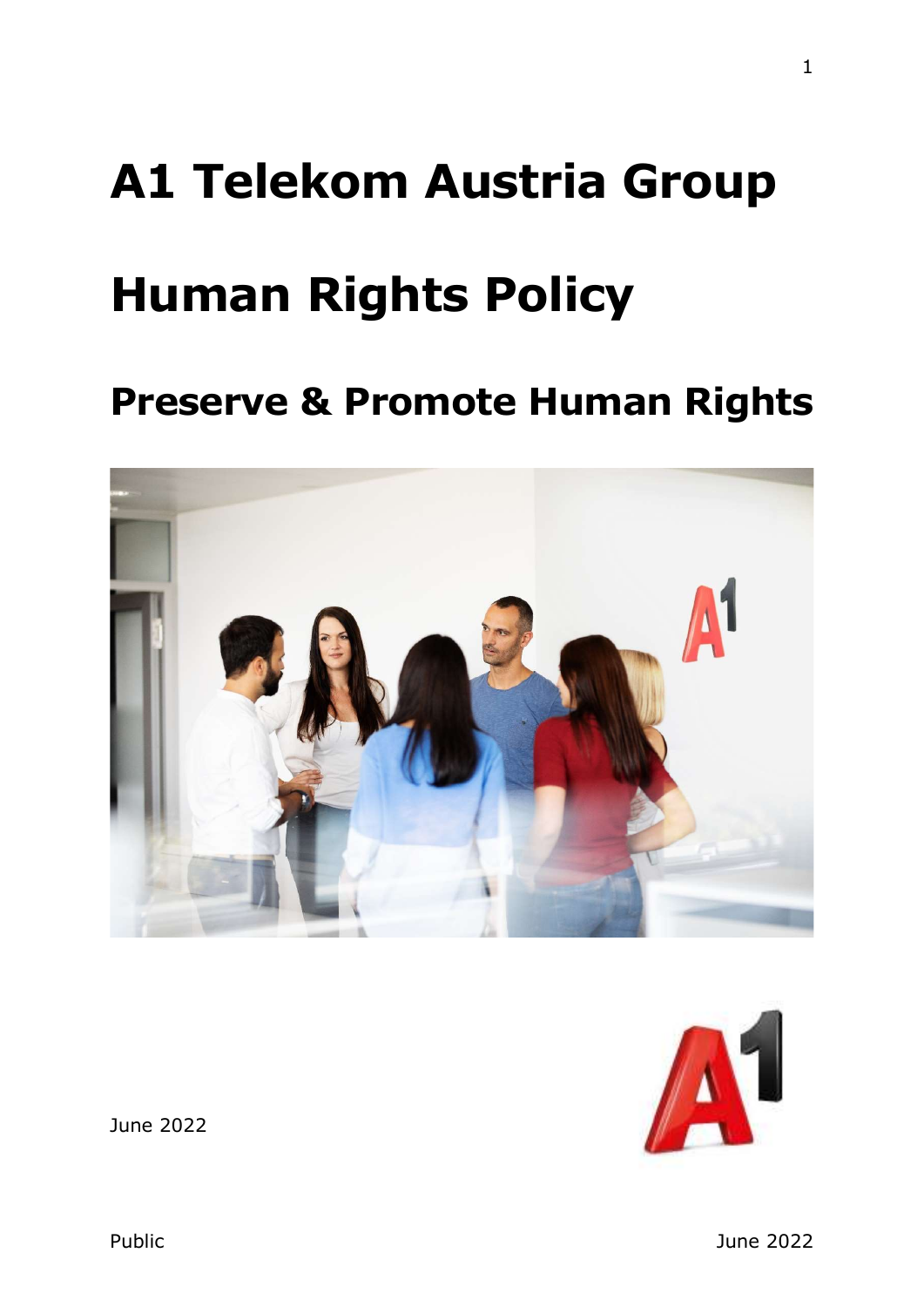# A1 Telekom Austria Group

# Human Rights Policy

## Preserve & Promote Human Rights

June 2022

Public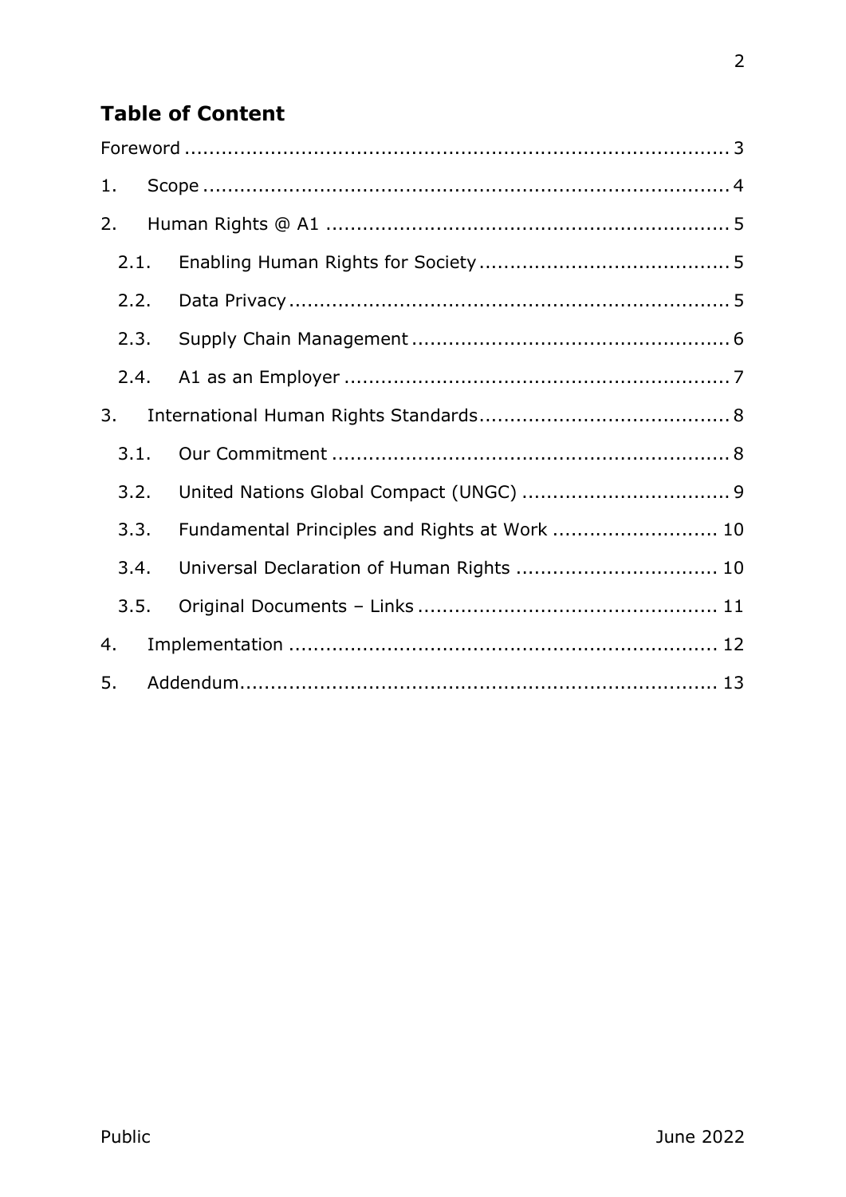## Table of Content

Foreword ........................................................................................ 3

1. Scope ...................................................................................... 4
2. Human Rights @ A1 .................................................................. 5
   - 2.1. Enabling Human Rights for Society ........................................ 5
   - 2.2. Data Privacy ....................................................................... 5
   - 2.3. Supply Chain Management ................................................... 6
   - 2.4. A1 as an Employer .............................................................. 7
3. International Human Rights Standards ......................................... 8
   - 3.1. Our Commitment ................................................................. 8
   - 3.2. United Nations Global Compact (UNGC) .................................. 9
   - 3.3. Fundamental Principles and Rights at Work ........................... 10
   - 3.4. Universal Declaration of Human Rights ................................. 10
   - 3.5. Original Documents – Links ................................................ 11
4. Implementation ...................................................................... 12
5. Addendum ............................................................................. 13

Public

June 2022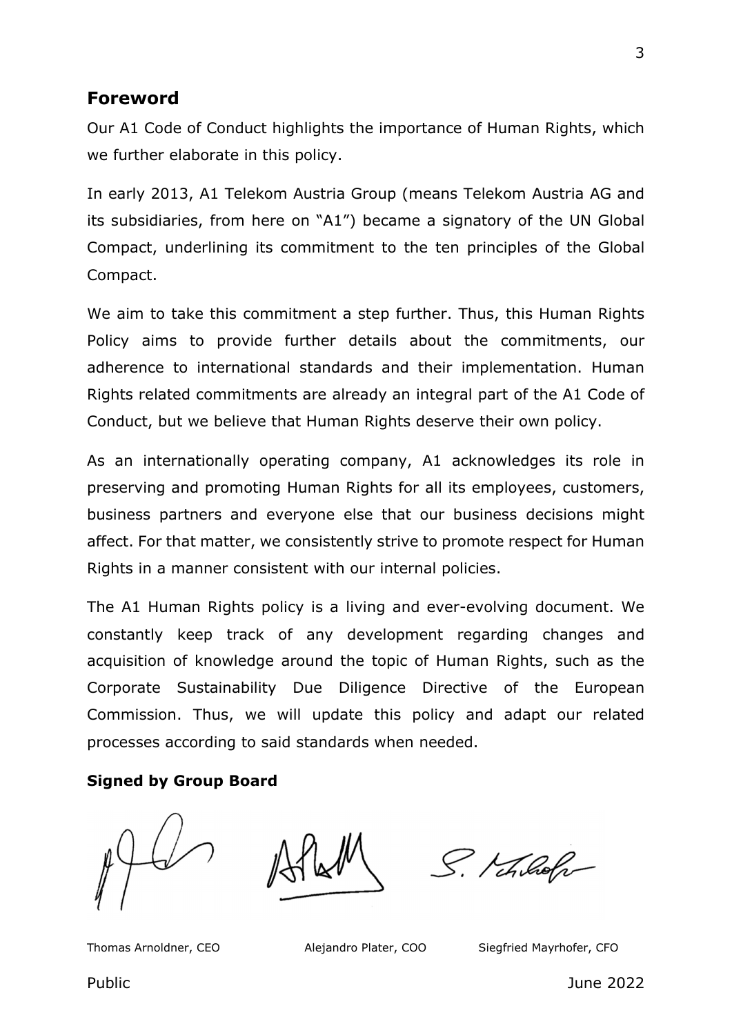## Foreword

Our A1 Code of Conduct highlights the importance of Human Rights, which we further elaborate in this policy.

In early 2013, A1 Telekom Austria Group (means Telekom Austria AG and its subsidiaries, from here on "A1") became a signatory of the UN Global Compact, underlining its commitment to the ten principles of the Global Compact.

We aim to take this commitment a step further. Thus, this Human Rights Policy aims to provide further details about the commitments, our adherence to international standards and their implementation. Human Rights related commitments are already an integral part of the A1 Code of Conduct, but we believe that Human Rights deserve their own policy.

As an internationally operating company, A1 acknowledges its role in preserving and promoting Human Rights for all its employees, customers, business partners and everyone else that our business decisions might affect. For that matter, we consistently strive to promote respect for Human Rights in a manner consistent with our internal policies.

The A1 Human Rights policy is a living and ever-evolving document. We constantly keep track of any development regarding changes and acquisition of knowledge around the topic of Human Rights, such as the Corporate Sustainability Due Diligence Directive of the European Commission. Thus, we will update this policy and adapt our related processes according to said standards when needed.

**Signed by Group Board**

Thomas Arnoldner, CEO    Alejandro Plater, COO    Siegfried Mayrhofer, CFO

Public    June 2022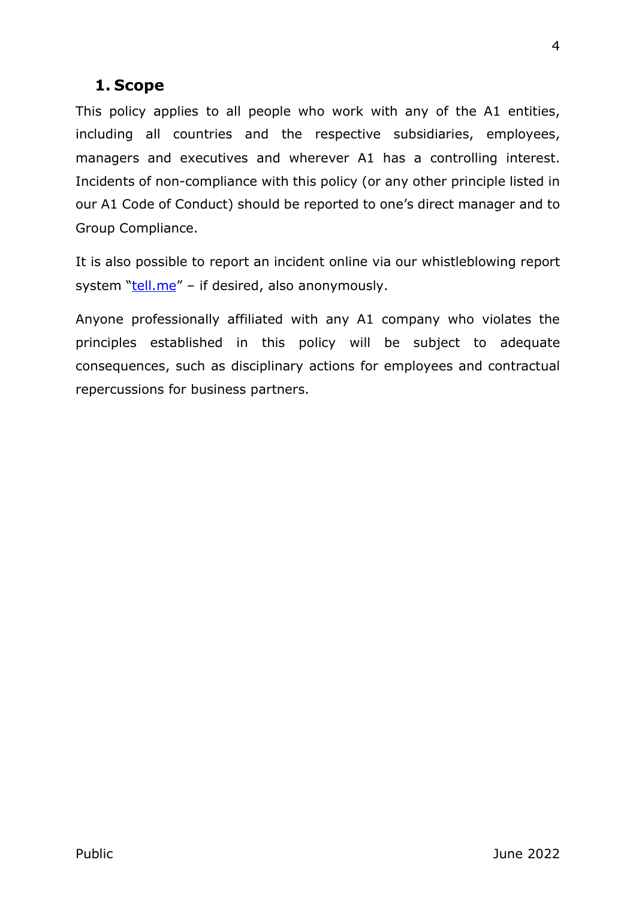## 1. Scope

This policy applies to all people who work with any of the A1 entities, including all countries and the respective subsidiaries, employees, managers and executives and wherever A1 has a controlling interest. Incidents of non-compliance with this policy (or any other principle listed in our A1 Code of Conduct) should be reported to one's direct manager and to Group Compliance.

It is also possible to report an incident online via our whistleblowing report system "tell.me" – if desired, also anonymously.

Anyone professionally affiliated with any A1 company who violates the principles established in this policy will be subject to adequate consequences, such as disciplinary actions for employees and contractual repercussions for business partners.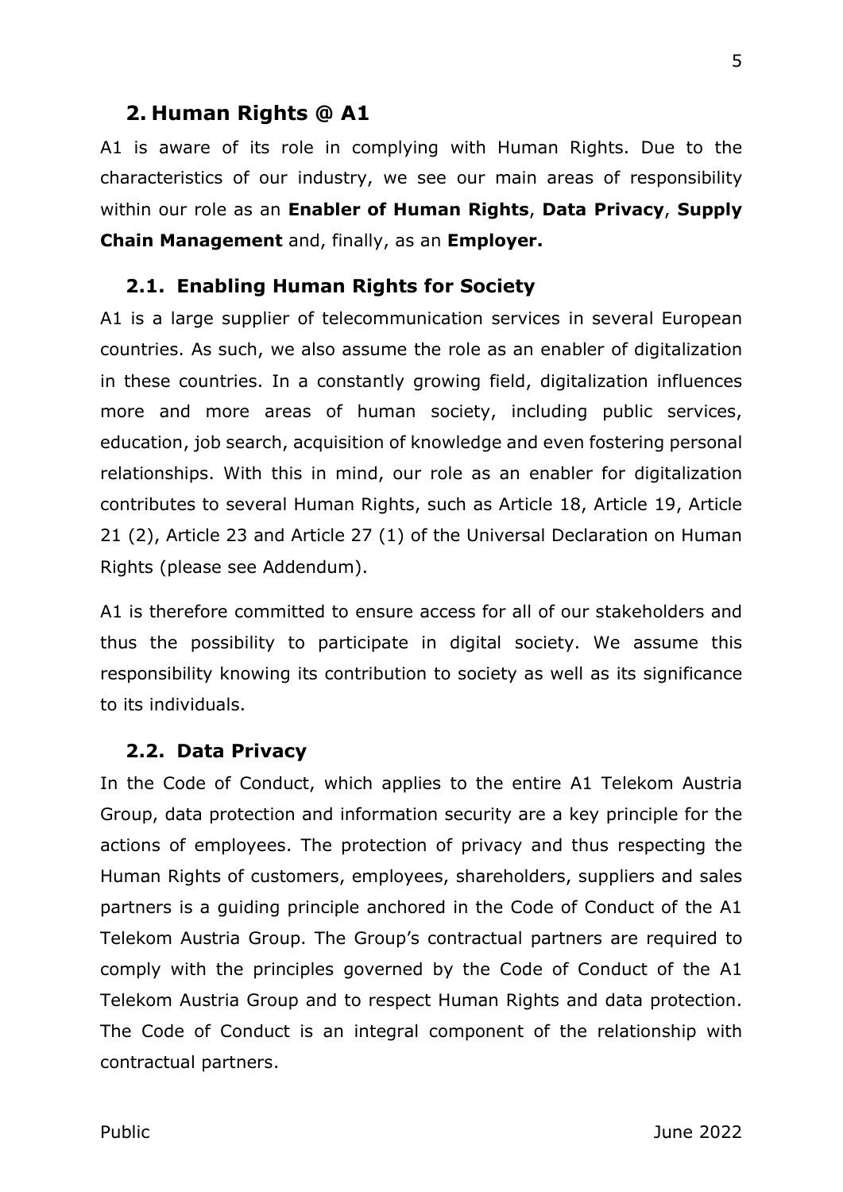## 2. Human Rights @ A1

A1 is aware of its role in complying with Human Rights. Due to the characteristics of our industry, we see our main areas of responsibility within our role as an **Enabler of Human Rights**, **Data Privacy**, **Supply Chain Management** and, finally, as an **Employer.**

### 2.1. Enabling Human Rights for Society

A1 is a large supplier of telecommunication services in several European countries. As such, we also assume the role as an enabler of digitalization in these countries. In a constantly growing field, digitalization influences more and more areas of human society, including public services, education, job search, acquisition of knowledge and even fostering personal relationships. With this in mind, our role as an enabler for digitalization contributes to several Human Rights, such as Article 18, Article 19, Article 21 (2), Article 23 and Article 27 (1) of the Universal Declaration on Human Rights (please see Addendum).

A1 is therefore committed to ensure access for all of our stakeholders and thus the possibility to participate in digital society. We assume this responsibility knowing its contribution to society as well as its significance to its individuals.

### 2.2. Data Privacy

In the Code of Conduct, which applies to the entire A1 Telekom Austria Group, data protection and information security are a key principle for the actions of employees. The protection of privacy and thus respecting the Human Rights of customers, employees, shareholders, suppliers and sales partners is a guiding principle anchored in the Code of Conduct of the A1 Telekom Austria Group. The Group's contractual partners are required to comply with the principles governed by the Code of Conduct of the A1 Telekom Austria Group and to respect Human Rights and data protection. The Code of Conduct is an integral component of the relationship with contractual partners.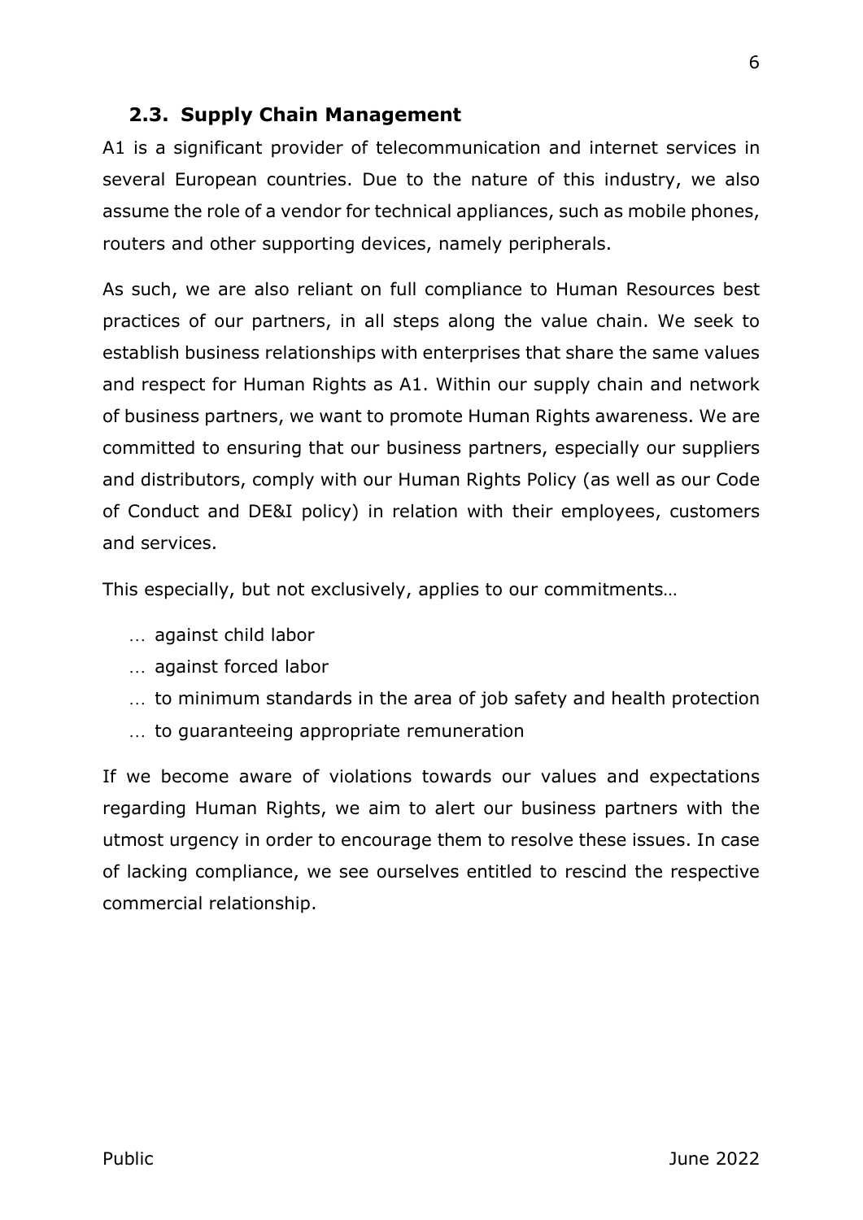### 2.3. Supply Chain Management

A1 is a significant provider of telecommunication and internet services in several European countries. Due to the nature of this industry, we also assume the role of a vendor for technical appliances, such as mobile phones, routers and other supporting devices, namely peripherals.

As such, we are also reliant on full compliance to Human Resources best practices of our partners, in all steps along the value chain. We seek to establish business relationships with enterprises that share the same values and respect for Human Rights as A1. Within our supply chain and network of business partners, we want to promote Human Rights awareness. We are committed to ensuring that our business partners, especially our suppliers and distributors, comply with our Human Rights Policy (as well as our Code of Conduct and DE&I policy) in relation with their employees, customers and services.

This especially, but not exclusively, applies to our commitments…

- … against child labor
- … against forced labor
- … to minimum standards in the area of job safety and health protection
- … to guaranteeing appropriate remuneration

If we become aware of violations towards our values and expectations regarding Human Rights, we aim to alert our business partners with the utmost urgency in order to encourage them to resolve these issues. In case of lacking compliance, we see ourselves entitled to rescind the respective commercial relationship.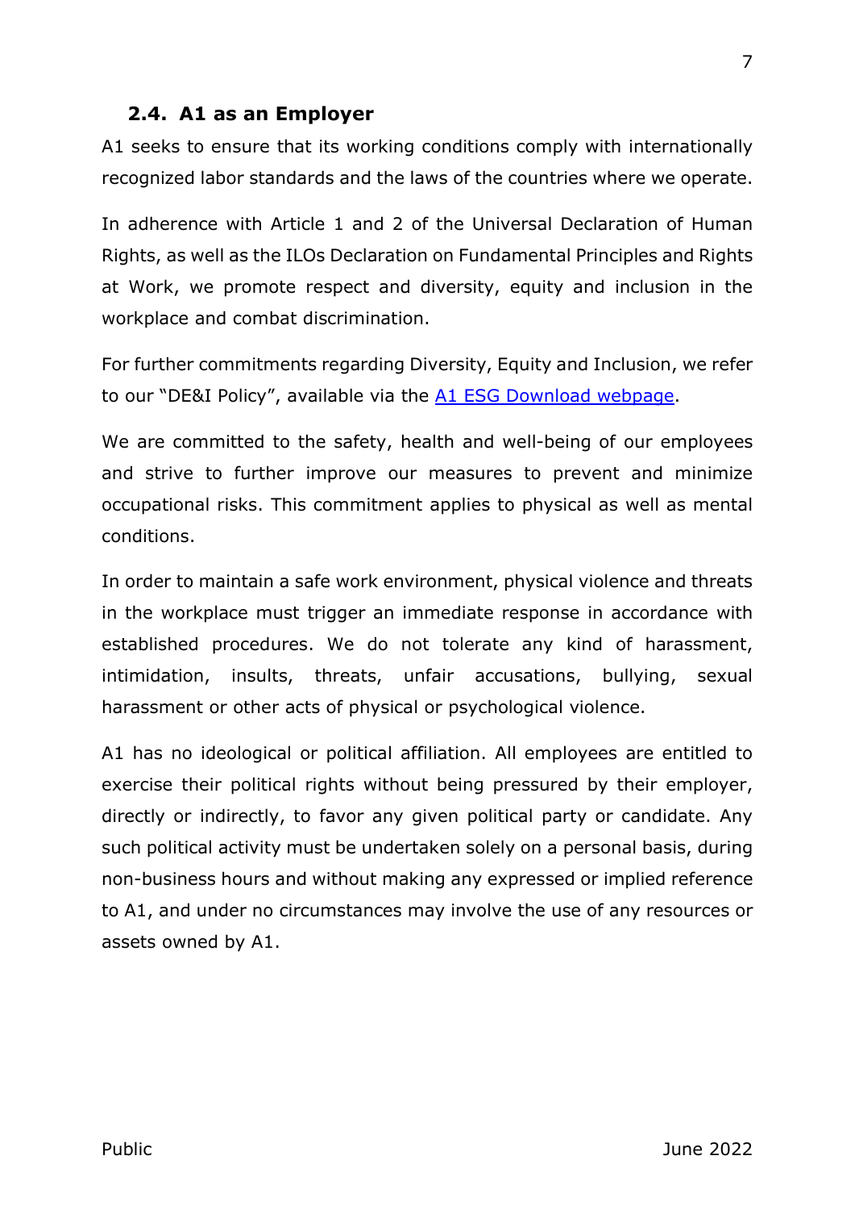## 2.4. A1 as an Employer

A1 seeks to ensure that its working conditions comply with internationally recognized labor standards and the laws of the countries where we operate.

In adherence with Article 1 and 2 of the Universal Declaration of Human Rights, as well as the ILOs Declaration on Fundamental Principles and Rights at Work, we promote respect and diversity, equity and inclusion in the workplace and combat discrimination.

For further commitments regarding Diversity, Equity and Inclusion, we refer to our "DE&I Policy", available via the A1 ESG Download webpage.

We are committed to the safety, health and well-being of our employees and strive to further improve our measures to prevent and minimize occupational risks. This commitment applies to physical as well as mental conditions.

In order to maintain a safe work environment, physical violence and threats in the workplace must trigger an immediate response in accordance with established procedures. We do not tolerate any kind of harassment, intimidation, insults, threats, unfair accusations, bullying, sexual harassment or other acts of physical or psychological violence.

A1 has no ideological or political affiliation. All employees are entitled to exercise their political rights without being pressured by their employer, directly or indirectly, to favor any given political party or candidate. Any such political activity must be undertaken solely on a personal basis, during non-business hours and without making any expressed or implied reference to A1, and under no circumstances may involve the use of any resources or assets owned by A1.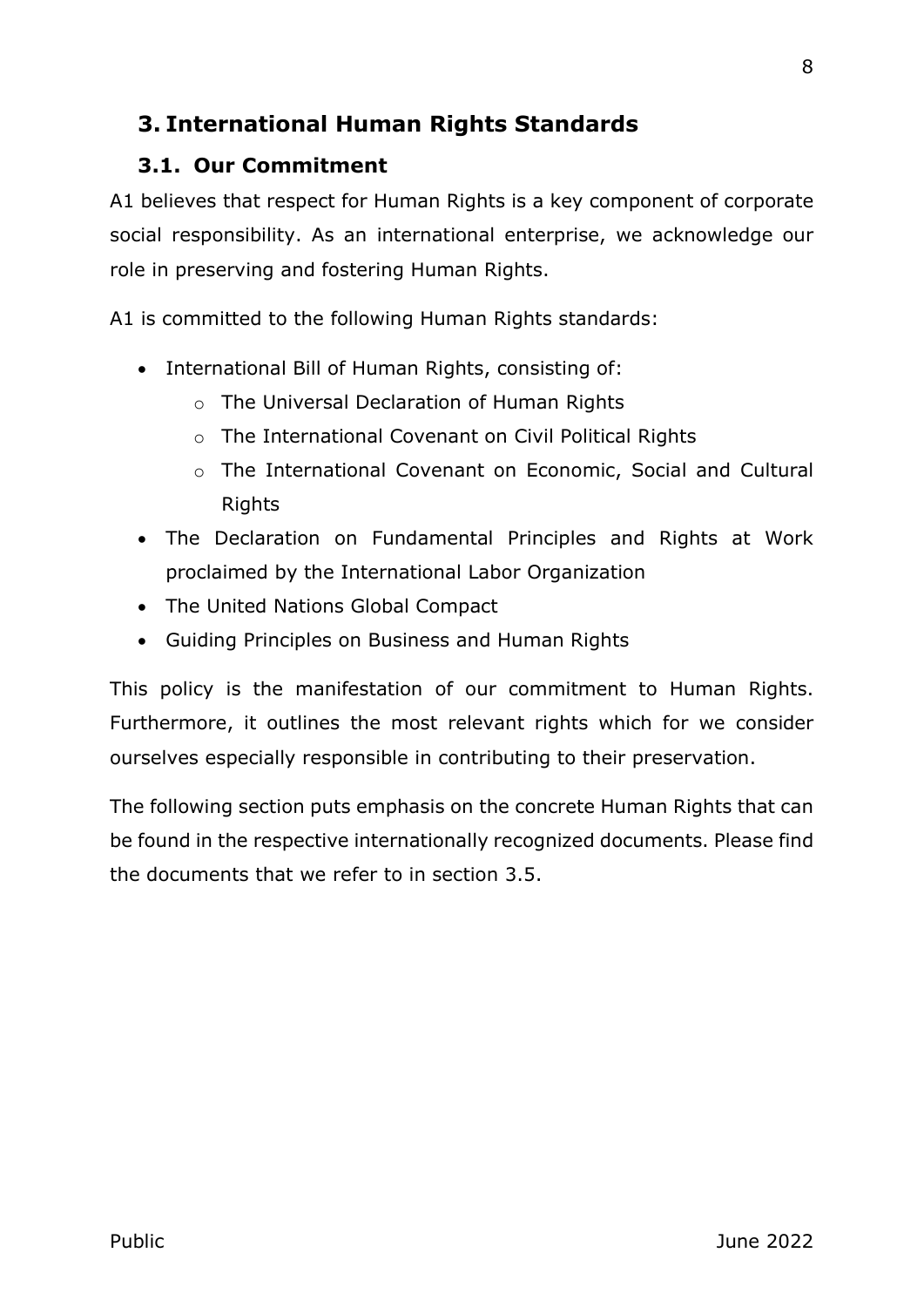## 3. International Human Rights Standards

### 3.1. Our Commitment

A1 believes that respect for Human Rights is a key component of corporate social responsibility. As an international enterprise, we acknowledge our role in preserving and fostering Human Rights.

A1 is committed to the following Human Rights standards:

- International Bill of Human Rights, consisting of:
  - The Universal Declaration of Human Rights
  - The International Covenant on Civil Political Rights
  - The International Covenant on Economic, Social and Cultural Rights
- The Declaration on Fundamental Principles and Rights at Work proclaimed by the International Labor Organization
- The United Nations Global Compact
- Guiding Principles on Business and Human Rights

This policy is the manifestation of our commitment to Human Rights. Furthermore, it outlines the most relevant rights which for we consider ourselves especially responsible in contributing to their preservation.

The following section puts emphasis on the concrete Human Rights that can be found in the respective internationally recognized documents. Please find the documents that we refer to in section 3.5.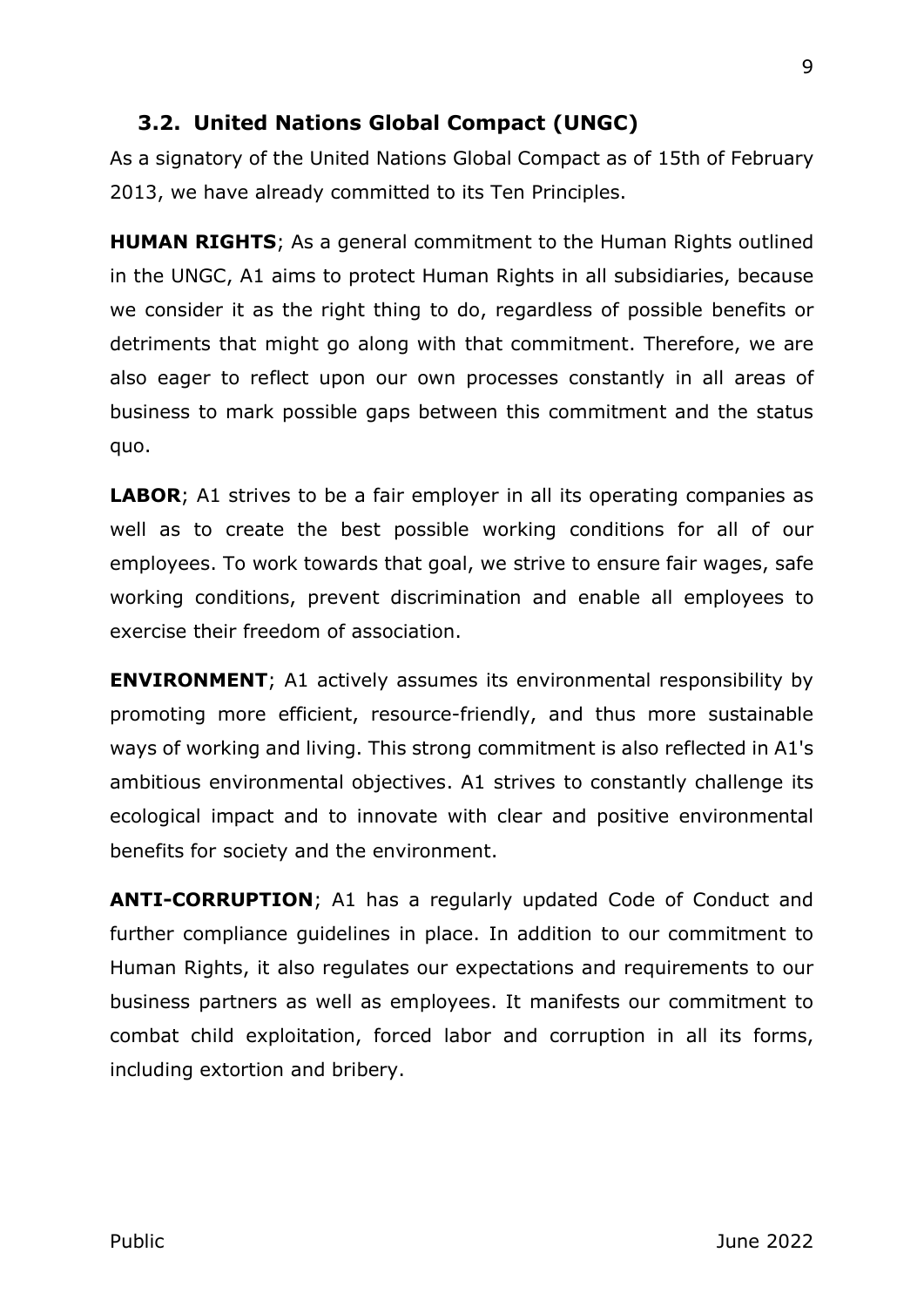## 3.2. United Nations Global Compact (UNGC)

As a signatory of the United Nations Global Compact as of 15th of February 2013, we have already committed to its Ten Principles.

**HUMAN RIGHTS**; As a general commitment to the Human Rights outlined in the UNGC, A1 aims to protect Human Rights in all subsidiaries, because we consider it as the right thing to do, regardless of possible benefits or detriments that might go along with that commitment. Therefore, we are also eager to reflect upon our own processes constantly in all areas of business to mark possible gaps between this commitment and the status quo.

**LABOR**; A1 strives to be a fair employer in all its operating companies as well as to create the best possible working conditions for all of our employees. To work towards that goal, we strive to ensure fair wages, safe working conditions, prevent discrimination and enable all employees to exercise their freedom of association.

**ENVIRONMENT**; A1 actively assumes its environmental responsibility by promoting more efficient, resource-friendly, and thus more sustainable ways of working and living. This strong commitment is also reflected in A1's ambitious environmental objectives. A1 strives to constantly challenge its ecological impact and to innovate with clear and positive environmental benefits for society and the environment.

**ANTI-CORRUPTION**; A1 has a regularly updated Code of Conduct and further compliance guidelines in place. In addition to our commitment to Human Rights, it also regulates our expectations and requirements to our business partners as well as employees. It manifests our commitment to combat child exploitation, forced labor and corruption in all its forms, including extortion and bribery.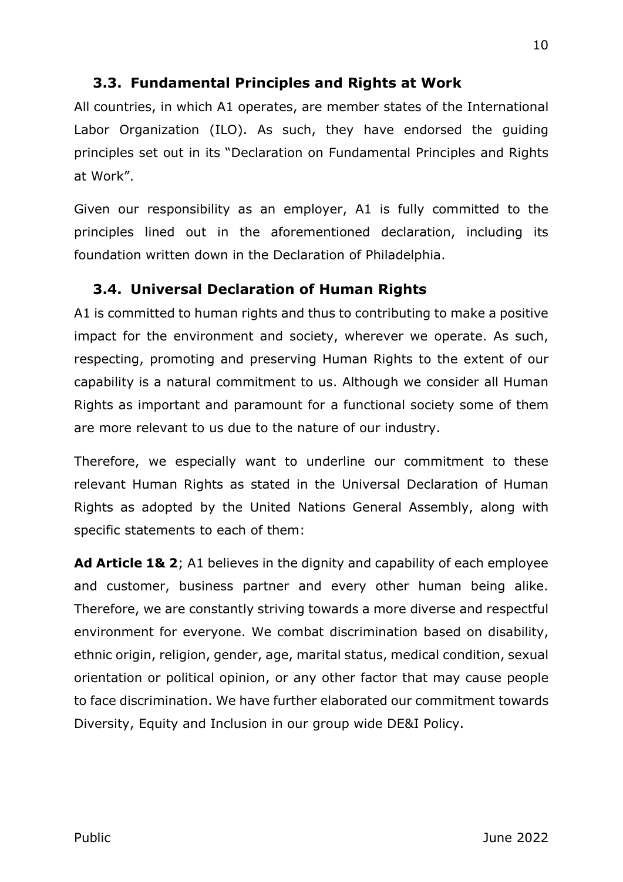### 3.3. Fundamental Principles and Rights at Work

All countries, in which A1 operates, are member states of the International Labor Organization (ILO). As such, they have endorsed the guiding principles set out in its "Declaration on Fundamental Principles and Rights at Work".

Given our responsibility as an employer, A1 is fully committed to the principles lined out in the aforementioned declaration, including its foundation written down in the Declaration of Philadelphia.

### 3.4. Universal Declaration of Human Rights

A1 is committed to human rights and thus to contributing to make a positive impact for the environment and society, wherever we operate. As such, respecting, promoting and preserving Human Rights to the extent of our capability is a natural commitment to us. Although we consider all Human Rights as important and paramount for a functional society some of them are more relevant to us due to the nature of our industry.

Therefore, we especially want to underline our commitment to these relevant Human Rights as stated in the Universal Declaration of Human Rights as adopted by the United Nations General Assembly, along with specific statements to each of them:

**Ad Article 1& 2**; A1 believes in the dignity and capability of each employee and customer, business partner and every other human being alike. Therefore, we are constantly striving towards a more diverse and respectful environment for everyone. We combat discrimination based on disability, ethnic origin, religion, gender, age, marital status, medical condition, sexual orientation or political opinion, or any other factor that may cause people to face discrimination. We have further elaborated our commitment towards Diversity, Equity and Inclusion in our group wide DE&I Policy.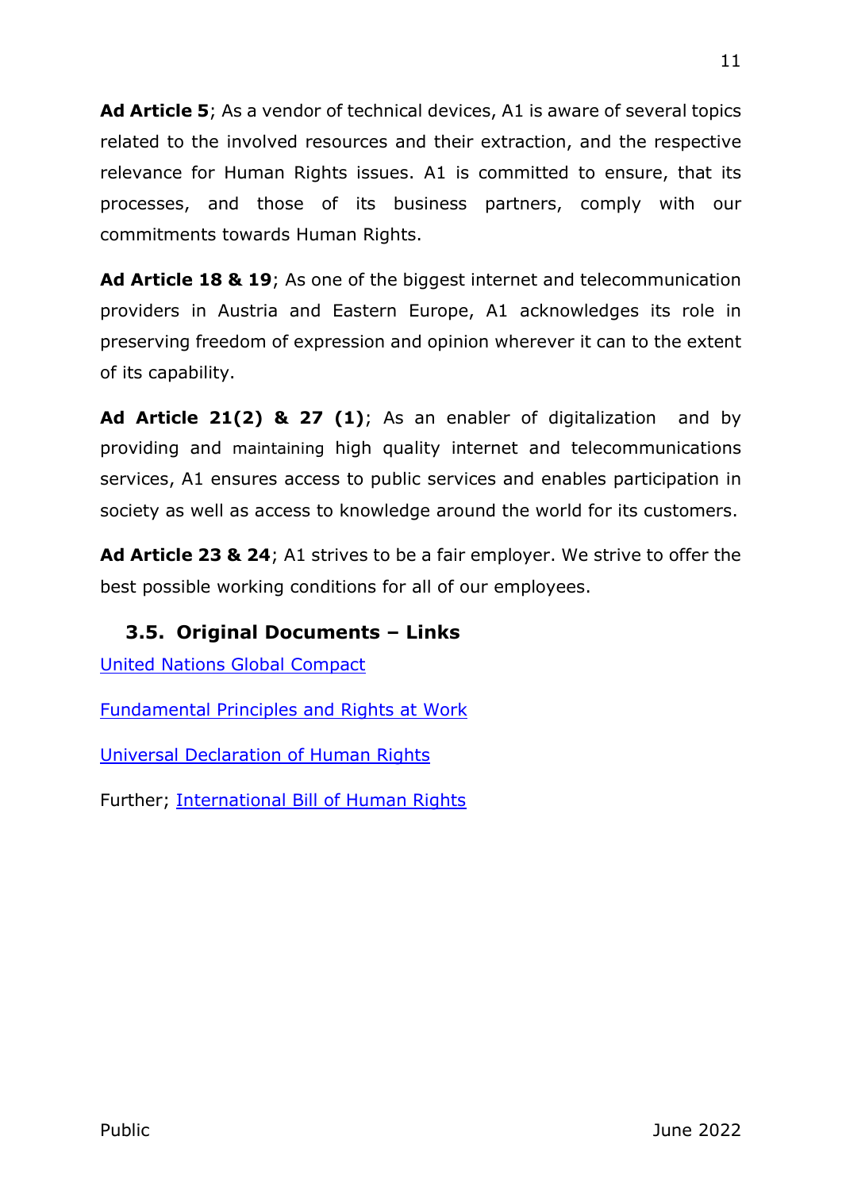**Ad Article 5**; As a vendor of technical devices, A1 is aware of several topics related to the involved resources and their extraction, and the respective relevance for Human Rights issues. A1 is committed to ensure, that its processes, and those of its business partners, comply with our commitments towards Human Rights.

**Ad Article 18 & 19**; As one of the biggest internet and telecommunication providers in Austria and Eastern Europe, A1 acknowledges its role in preserving freedom of expression and opinion wherever it can to the extent of its capability.

**Ad Article 21(2) & 27 (1)**; As an enabler of digitalization and by providing and maintaining high quality internet and telecommunications services, A1 ensures access to public services and enables participation in society as well as access to knowledge around the world for its customers.

**Ad Article 23 & 24**; A1 strives to be a fair employer. We strive to offer the best possible working conditions for all of our employees.

### 3.5. Original Documents – Links

United Nations Global Compact

Fundamental Principles and Rights at Work

Universal Declaration of Human Rights

Further; International Bill of Human Rights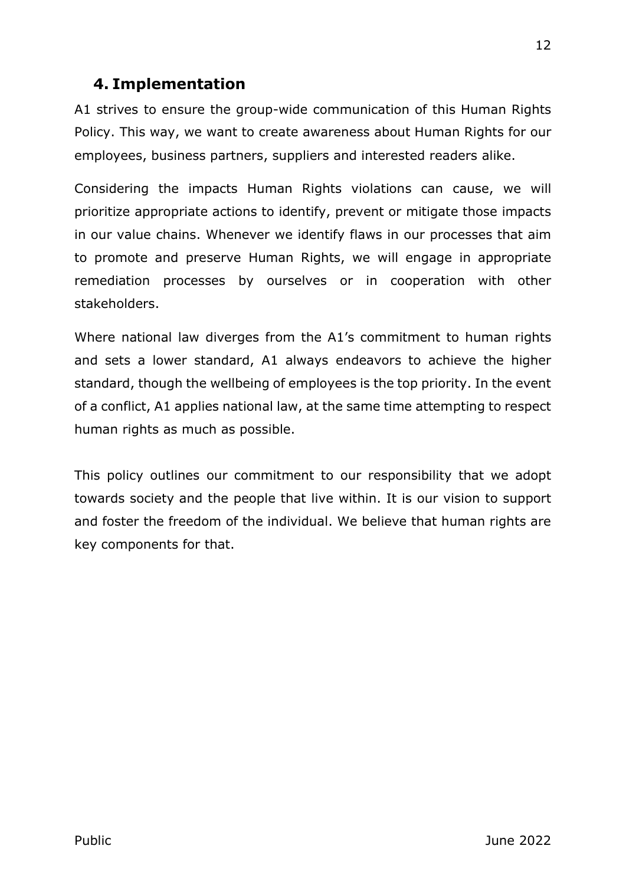## 4. Implementation

A1 strives to ensure the group-wide communication of this Human Rights Policy. This way, we want to create awareness about Human Rights for our employees, business partners, suppliers and interested readers alike.

Considering the impacts Human Rights violations can cause, we will prioritize appropriate actions to identify, prevent or mitigate those impacts in our value chains. Whenever we identify flaws in our processes that aim to promote and preserve Human Rights, we will engage in appropriate remediation processes by ourselves or in cooperation with other stakeholders.

Where national law diverges from the A1's commitment to human rights and sets a lower standard, A1 always endeavors to achieve the higher standard, though the wellbeing of employees is the top priority. In the event of a conflict, A1 applies national law, at the same time attempting to respect human rights as much as possible.

This policy outlines our commitment to our responsibility that we adopt towards society and the people that live within. It is our vision to support and foster the freedom of the individual. We believe that human rights are key components for that.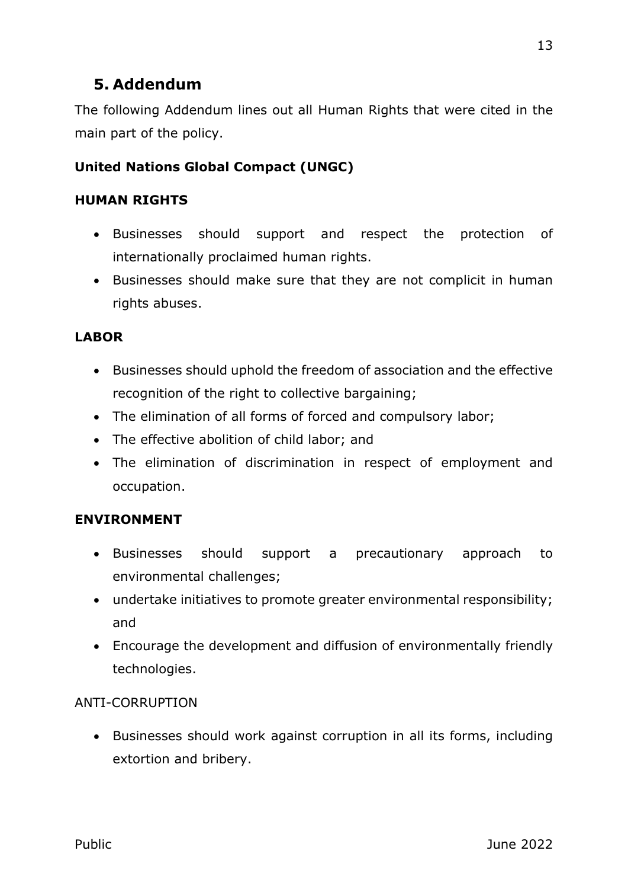## 5. Addendum

The following Addendum lines out all Human Rights that were cited in the main part of the policy.

**United Nations Global Compact (UNGC)**

**HUMAN RIGHTS**

- Businesses should support and respect the protection of internationally proclaimed human rights.
- Businesses should make sure that they are not complicit in human rights abuses.

**LABOR**

- Businesses should uphold the freedom of association and the effective recognition of the right to collective bargaining;
- The elimination of all forms of forced and compulsory labor;
- The effective abolition of child labor; and
- The elimination of discrimination in respect of employment and occupation.

**ENVIRONMENT**

- Businesses should support a precautionary approach to environmental challenges;
- undertake initiatives to promote greater environmental responsibility; and
- Encourage the development and diffusion of environmentally friendly technologies.

ANTI-CORRUPTION

- Businesses should work against corruption in all its forms, including extortion and bribery.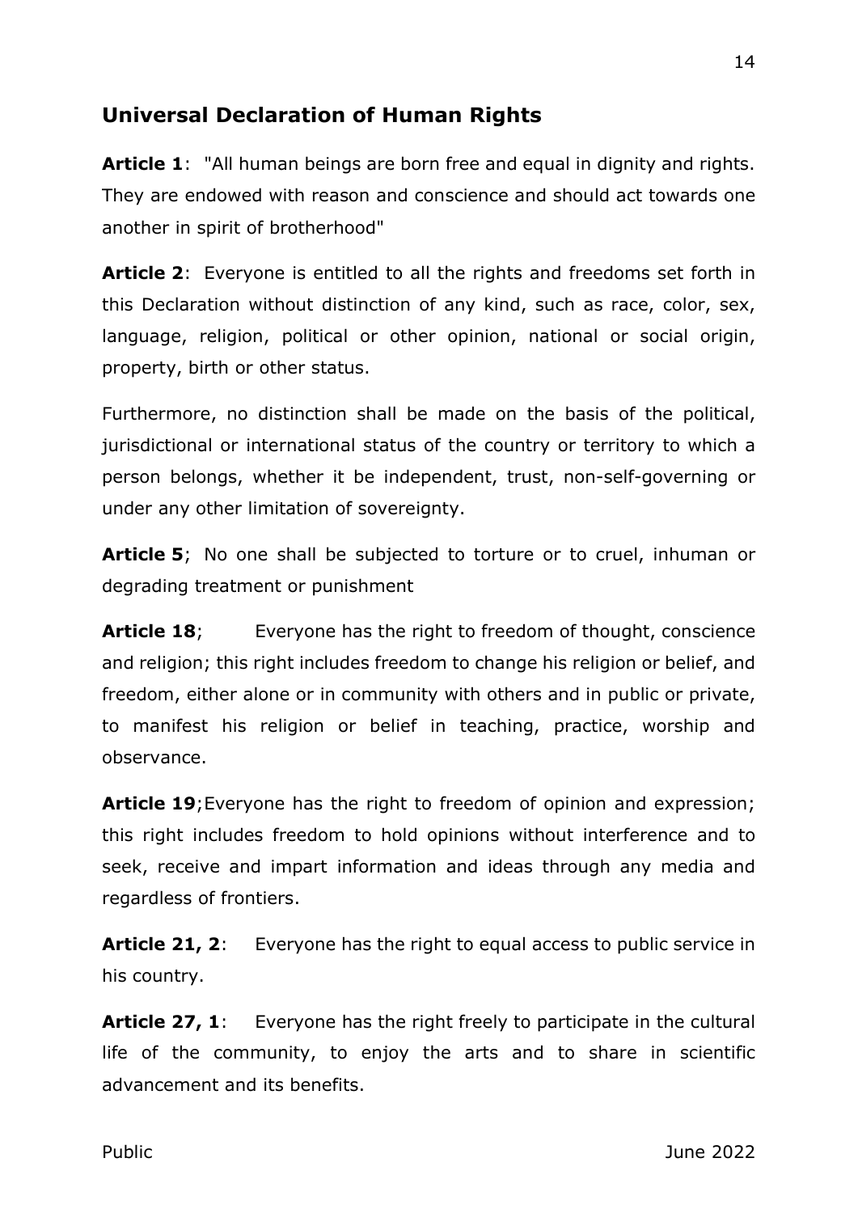## Universal Declaration of Human Rights

**Article 1**: "All human beings are born free and equal in dignity and rights. They are endowed with reason and conscience and should act towards one another in spirit of brotherhood"

**Article 2**: Everyone is entitled to all the rights and freedoms set forth in this Declaration without distinction of any kind, such as race, color, sex, language, religion, political or other opinion, national or social origin, property, birth or other status.

Furthermore, no distinction shall be made on the basis of the political, jurisdictional or international status of the country or territory to which a person belongs, whether it be independent, trust, non-self-governing or under any other limitation of sovereignty.

**Article 5**; No one shall be subjected to torture or to cruel, inhuman or degrading treatment or punishment

**Article 18**; Everyone has the right to freedom of thought, conscience and religion; this right includes freedom to change his religion or belief, and freedom, either alone or in community with others and in public or private, to manifest his religion or belief in teaching, practice, worship and observance.

**Article 19**;Everyone has the right to freedom of opinion and expression; this right includes freedom to hold opinions without interference and to seek, receive and impart information and ideas through any media and regardless of frontiers.

**Article 21, 2**: Everyone has the right to equal access to public service in his country.

**Article 27, 1**: Everyone has the right freely to participate in the cultural life of the community, to enjoy the arts and to share in scientific advancement and its benefits.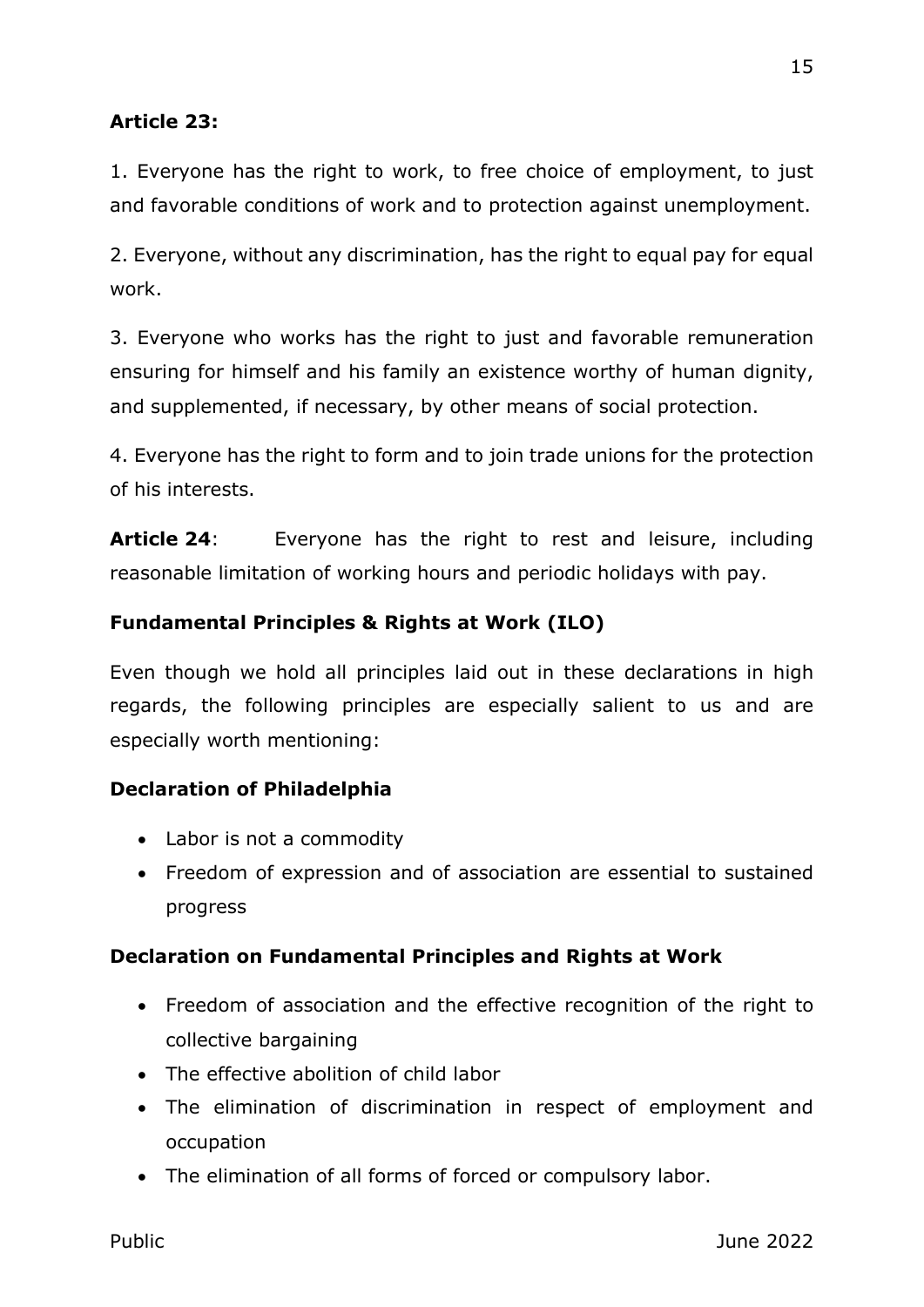**Article 23:**

1. Everyone has the right to work, to free choice of employment, to just and favorable conditions of work and to protection against unemployment.

2. Everyone, without any discrimination, has the right to equal pay for equal work.

3. Everyone who works has the right to just and favorable remuneration ensuring for himself and his family an existence worthy of human dignity, and supplemented, if necessary, by other means of social protection.

4. Everyone has the right to form and to join trade unions for the protection of his interests.

**Article 24**: Everyone has the right to rest and leisure, including reasonable limitation of working hours and periodic holidays with pay.

**Fundamental Principles & Rights at Work (ILO)**

Even though we hold all principles laid out in these declarations in high regards, the following principles are especially salient to us and are especially worth mentioning:

**Declaration of Philadelphia**

- Labor is not a commodity
- Freedom of expression and of association are essential to sustained progress

**Declaration on Fundamental Principles and Rights at Work**

- Freedom of association and the effective recognition of the right to collective bargaining
- The effective abolition of child labor
- The elimination of discrimination in respect of employment and occupation
- The elimination of all forms of forced or compulsory labor.